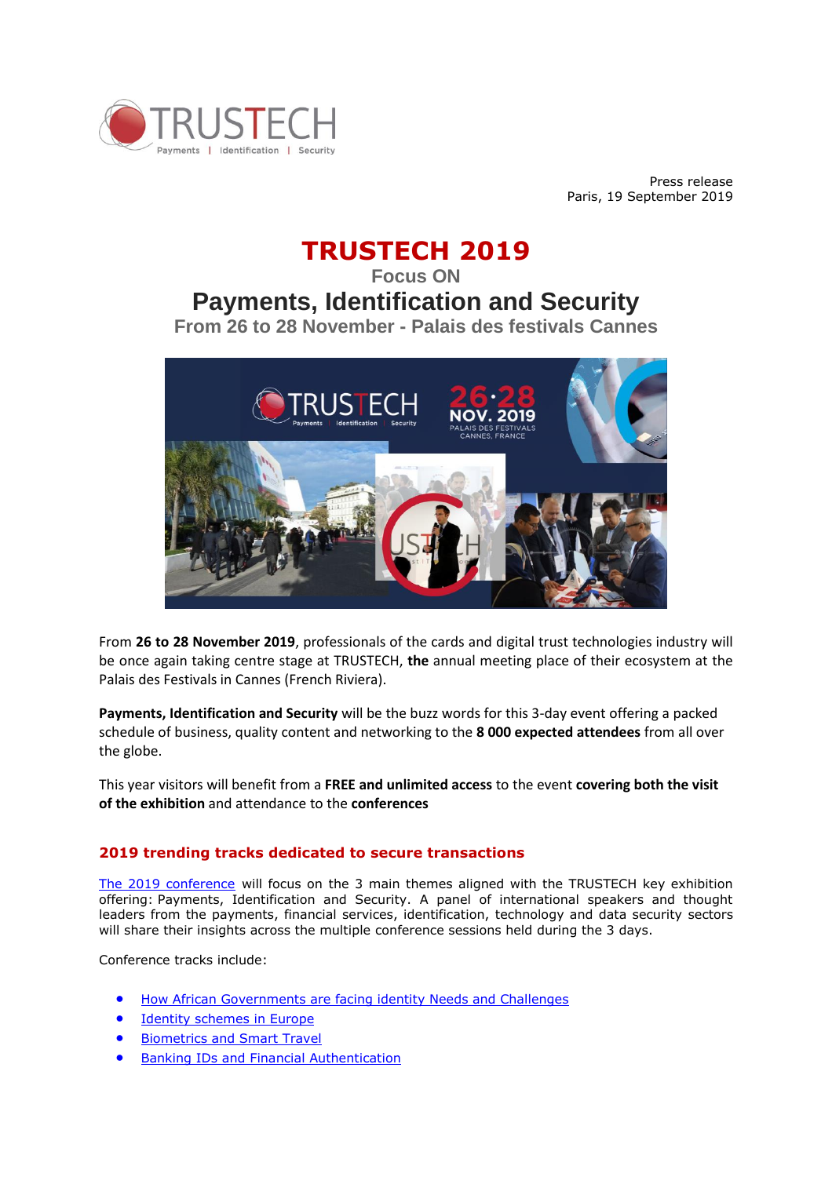Press release
Paris, 19 September 2019

# TRUSTECH 2019

### Focus ON

## Payments, Identification and Security

### From 26 to 28 November - Palais des festivals Cannes

From **26 to 28 November 2019**, professionals of the cards and digital trust technologies industry will be once again taking centre stage at TRUSTECH, **the** annual meeting place of their ecosystem at the Palais des Festivals in Cannes (French Riviera).

**Payments, Identification and Security** will be the buzz words for this 3-day event offering a packed schedule of business, quality content and networking to the **8 000 expected attendees** from all over the globe.

This year visitors will benefit from a **FREE and unlimited access** to the event **covering both the visit of the exhibition** and attendance to the **conferences**

### 2019 trending tracks dedicated to secure transactions

The 2019 conference will focus on the 3 main themes aligned with the TRUSTECH key exhibition offering: Payments, Identification and Security. A panel of international speakers and thought leaders from the payments, financial services, identification, technology and data security sectors will share their insights across the multiple conference sessions held during the 3 days.

Conference tracks include:

- How African Governments are facing identity Needs and Challenges
- Identity schemes in Europe
- Biometrics and Smart Travel
- Banking IDs and Financial Authentication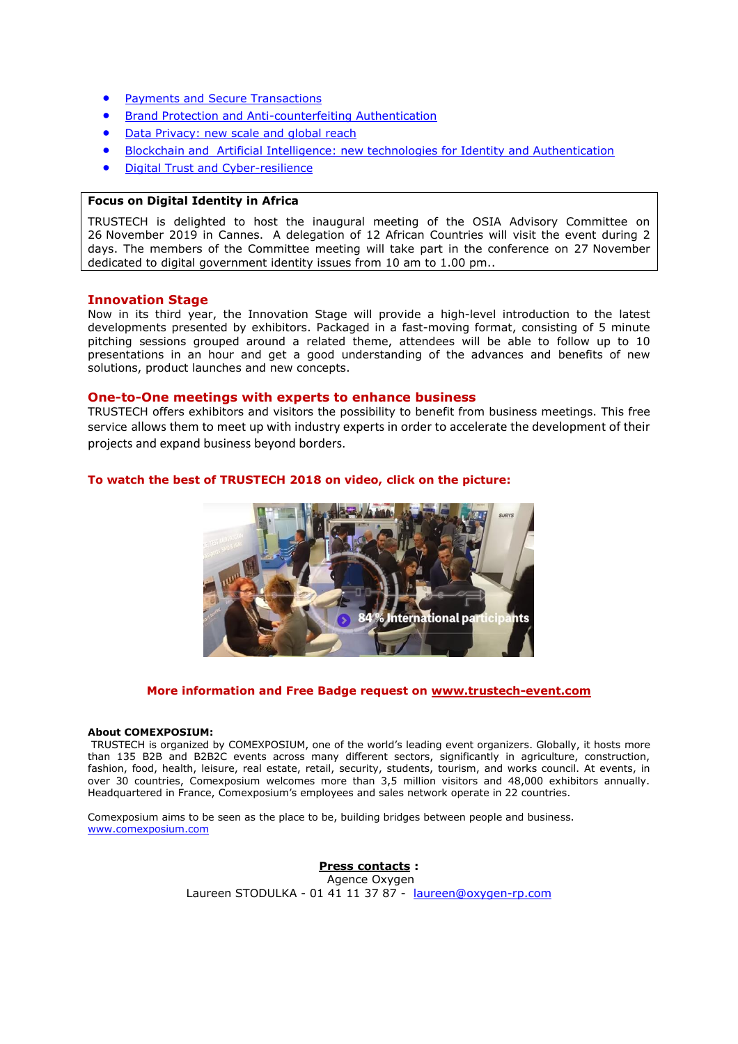- Payments and Secure Transactions
- Brand Protection and Anti-counterfeiting Authentication
- Data Privacy: new scale and global reach
- Blockchain and Artificial Intelligence: new technologies for Identity and Authentication
- Digital Trust and Cyber-resilience

**Focus on Digital Identity in Africa**

TRUSTECH is delighted to host the inaugural meeting of the OSIA Advisory Committee on 26 November 2019 in Cannes. A delegation of 12 African Countries will visit the event during 2 days. The members of the Committee meeting will take part in the conference on 27 November dedicated to digital government identity issues from 10 am to 1.00 pm..

## Innovation Stage

Now in its third year, the Innovation Stage will provide a high-level introduction to the latest developments presented by exhibitors. Packaged in a fast-moving format, consisting of 5 minute pitching sessions grouped around a related theme, attendees will be able to follow up to 10 presentations in an hour and get a good understanding of the advances and benefits of new solutions, product launches and new concepts.

## One-to-One meetings with experts to enhance business

TRUSTECH offers exhibitors and visitors the possibility to benefit from business meetings. This free service allows them to meet up with industry experts in order to accelerate the development of their projects and expand business beyond borders.

**To watch the best of TRUSTECH 2018 on video, click on the picture:**

84% International participants

**More information and Free Badge request on www.trustech-event.com**

**About COMEXPOSIUM:**

TRUSTECH is organized by COMEXPOSIUM, one of the world's leading event organizers. Globally, it hosts more than 135 B2B and B2B2C events across many different sectors, significantly in agriculture, construction, fashion, food, health, leisure, real estate, retail, security, students, tourism, and works council. At events, in over 30 countries, Comexposium welcomes more than 3,5 million visitors and 48,000 exhibitors annually. Headquartered in France, Comexposium's employees and sales network operate in 22 countries.

Comexposium aims to be seen as the place to be, building bridges between people and business.
www.comexposium.com

**Press contacts :**
Agence Oxygen
Laureen STODULKA - 01 41 11 37 87 - laureen@oxygen-rp.com